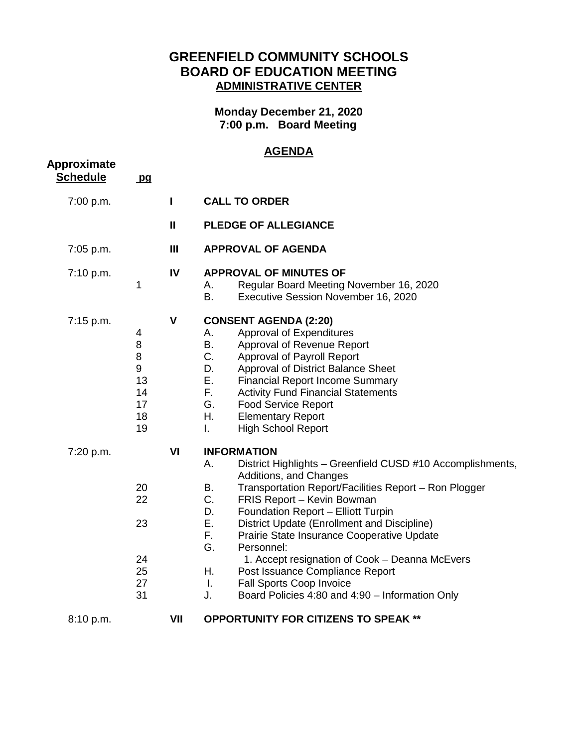# GREENFIELD COMMUNITY SCHOOLS
# BOARD OF EDUCATION MEETING
## ADMINISTRATIVE CENTER

**Monday December 21, 2020**
**7:00 p.m. Board Meeting**

## AGENDA

| Approximate Schedule | pg | | |
|---|---|---|---|
| 7:00 p.m. | | **I** | **CALL TO ORDER** |
| | | **II** | **PLEDGE OF ALLEGIANCE** |
| 7:05 p.m. | | **III** | **APPROVAL OF AGENDA** |
| 7:10 p.m. | | **IV** | **APPROVAL OF MINUTES OF** |
| | 1 | | A. Regular Board Meeting November 16, 2020 |
| | | | B. Executive Session November 16, 2020 |
| 7:15 p.m. | | **V** | **CONSENT AGENDA (2:20)** |
| | 4 | | A. Approval of Expenditures |
| | 8 | | B. Approval of Revenue Report |
| | 8 | | C. Approval of Payroll Report |
| | 9 | | D. Approval of District Balance Sheet |
| | 13 | | E. Financial Report Income Summary |
| | 14 | | F. Activity Fund Financial Statements |
| | 17 | | G. Food Service Report |
| | 18 | | H. Elementary Report |
| | 19 | | I. High School Report |
| 7:20 p.m. | | **VI** | **INFORMATION** |
| | | | A. District Highlights – Greenfield CUSD #10 Accomplishments, Additions, and Changes |
| | 20 | | B. Transportation Report/Facilities Report – Ron Plogger |
| | 22 | | C. FRIS Report – Kevin Bowman |
| | | | D. Foundation Report – Elliott Turpin |
| | 23 | | E. District Update (Enrollment and Discipline) |
| | | | F. Prairie State Insurance Cooperative Update |
| | | | G. Personnel: |
| | 24 | | 1. Accept resignation of Cook – Deanna McEvers |
| | 25 | | H. Post Issuance Compliance Report |
| | 27 | | I. Fall Sports Coop Invoice |
| | 31 | | J. Board Policies 4:80 and 4:90 – Information Only |
| 8:10 p.m. | | **VII** | **OPPORTUNITY FOR CITIZENS TO SPEAK \*\*** |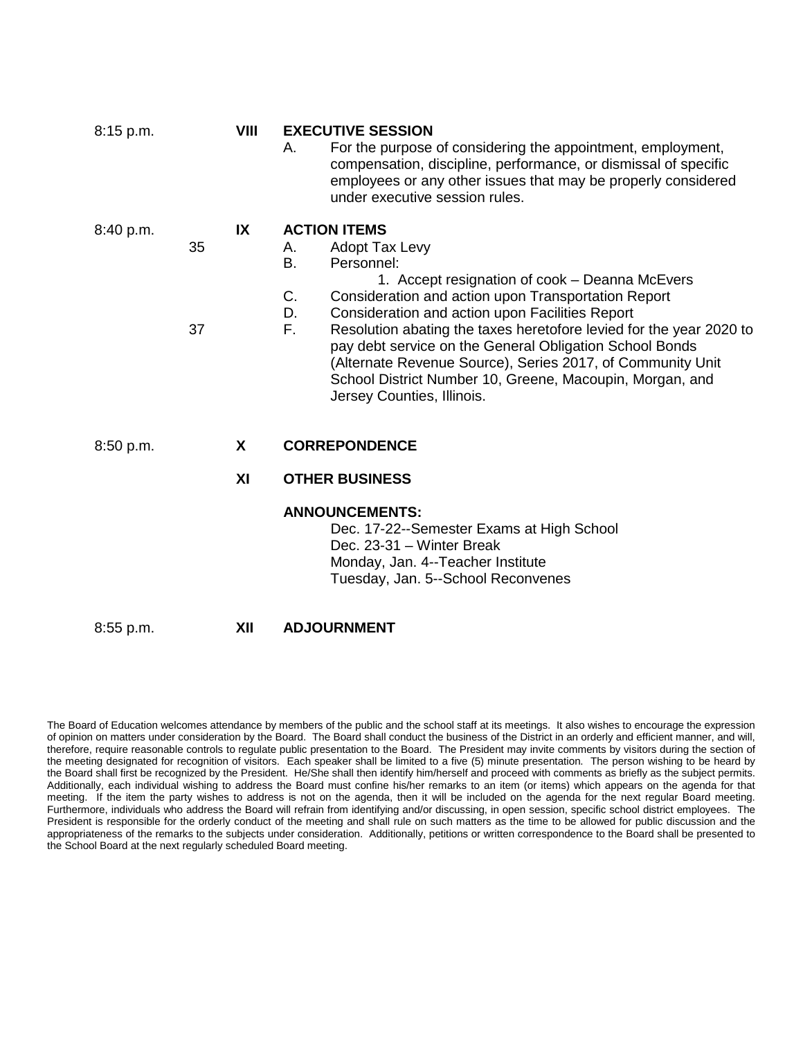8:15 p.m. **VIII** **EXECUTIVE SESSION**

A. For the purpose of considering the appointment, employment, compensation, discipline, performance, or dismissal of specific employees or any other issues that may be properly considered under executive session rules.

8:40 p.m. **IX** **ACTION ITEMS**

35 A. Adopt Tax Levy

B. Personnel:

1. Accept resignation of cook – Deanna McEvers

C. Consideration and action upon Transportation Report

D. Consideration and action upon Facilities Report

37 F. Resolution abating the taxes heretofore levied for the year 2020 to pay debt service on the General Obligation School Bonds (Alternate Revenue Source), Series 2017, of Community Unit School District Number 10, Greene, Macoupin, Morgan, and Jersey Counties, Illinois.

8:50 p.m. **X** **CORREPONDENCE**

**XI** **OTHER BUSINESS**

**ANNOUNCEMENTS:**

Dec. 17-22--Semester Exams at High School
Dec. 23-31 – Winter Break
Monday, Jan. 4--Teacher Institute
Tuesday, Jan. 5--School Reconvenes

8:55 p.m. **XII** **ADJOURNMENT**

The Board of Education welcomes attendance by members of the public and the school staff at its meetings. It also wishes to encourage the expression of opinion on matters under consideration by the Board. The Board shall conduct the business of the District in an orderly and efficient manner, and will, therefore, require reasonable controls to regulate public presentation to the Board. The President may invite comments by visitors during the section of the meeting designated for recognition of visitors. Each speaker shall be limited to a five (5) minute presentation. The person wishing to be heard by the Board shall first be recognized by the President. He/She shall then identify him/herself and proceed with comments as briefly as the subject permits. Additionally, each individual wishing to address the Board must confine his/her remarks to an item (or items) which appears on the agenda for that meeting. If the item the party wishes to address is not on the agenda, then it will be included on the agenda for the next regular Board meeting. Furthermore, individuals who address the Board will refrain from identifying and/or discussing, in open session, specific school district employees. The President is responsible for the orderly conduct of the meeting and shall rule on such matters as the time to be allowed for public discussion and the appropriateness of the remarks to the subjects under consideration. Additionally, petitions or written correspondence to the Board shall be presented to the School Board at the next regularly scheduled Board meeting.